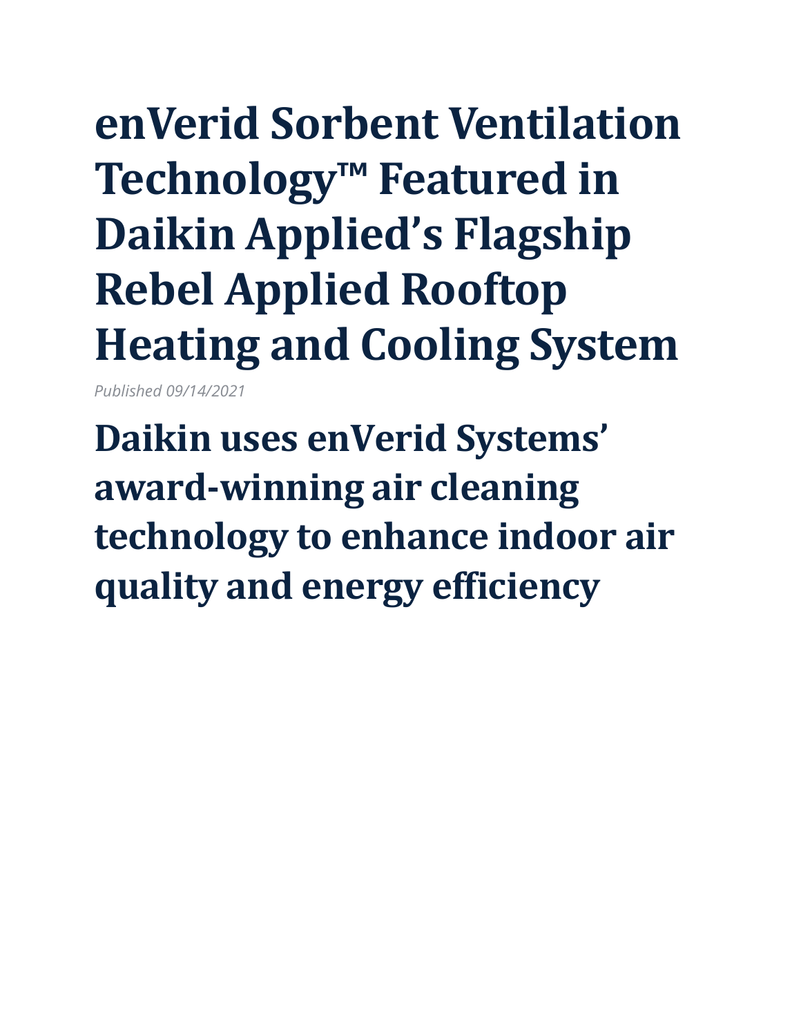# enVerid Sorbent Ventilation Technology™ Featured in Daikin Applied's Flagship Rebel Applied Rooftop Heating and Cooling System

*Published 09/14/2021*

## Daikin uses enVerid Systems' award-winning air cleaning technology to enhance indoor air quality and energy efficiency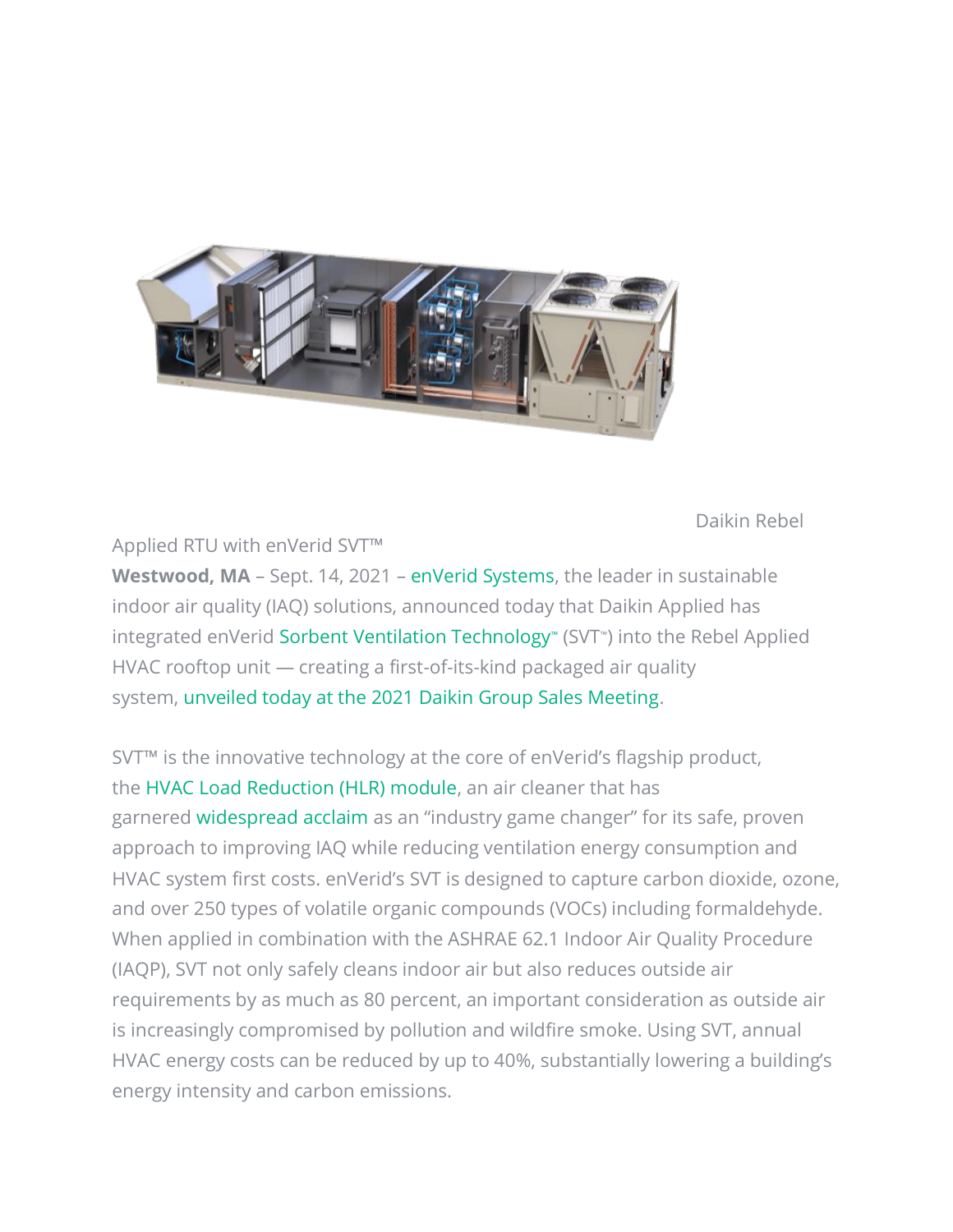Daikin Rebel Applied RTU with enVerid SVT™

**Westwood, MA** – Sept. 14, 2021 – enVerid Systems, the leader in sustainable indoor air quality (IAQ) solutions, announced today that Daikin Applied has integrated enVerid Sorbent Ventilation Technology™ (SVT™) into the Rebel Applied HVAC rooftop unit — creating a first-of-its-kind packaged air quality system, unveiled today at the 2021 Daikin Group Sales Meeting.

SVT™ is the innovative technology at the core of enVerid's flagship product, the HVAC Load Reduction (HLR) module, an air cleaner that has garnered widespread acclaim as an "industry game changer" for its safe, proven approach to improving IAQ while reducing ventilation energy consumption and HVAC system first costs. enVerid's SVT is designed to capture carbon dioxide, ozone, and over 250 types of volatile organic compounds (VOCs) including formaldehyde. When applied in combination with the ASHRAE 62.1 Indoor Air Quality Procedure (IAQP), SVT not only safely cleans indoor air but also reduces outside air requirements by as much as 80 percent, an important consideration as outside air is increasingly compromised by pollution and wildfire smoke. Using SVT, annual HVAC energy costs can be reduced by up to 40%, substantially lowering a building's energy intensity and carbon emissions.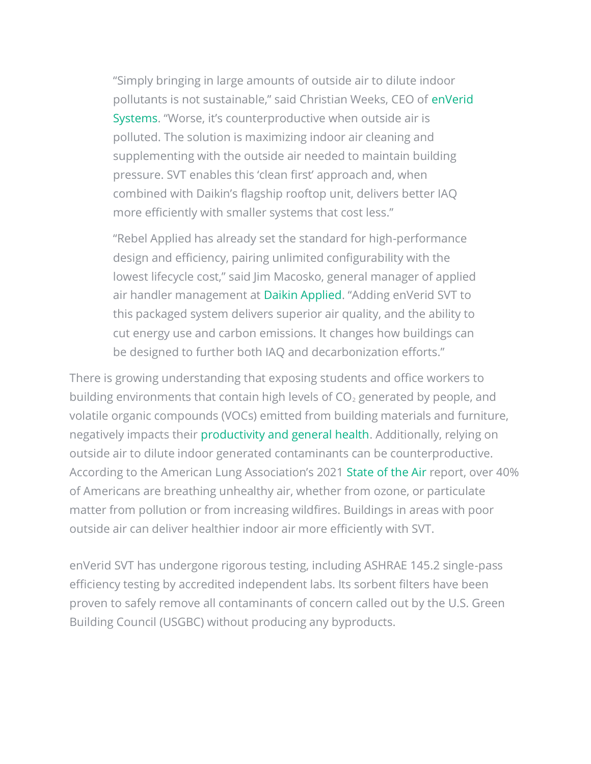> "Simply bringing in large amounts of outside air to dilute indoor pollutants is not sustainable," said Christian Weeks, CEO of enVerid Systems. "Worse, it's counterproductive when outside air is polluted. The solution is maximizing indoor air cleaning and supplementing with the outside air needed to maintain building pressure. SVT enables this 'clean first' approach and, when combined with Daikin's flagship rooftop unit, delivers better IAQ more efficiently with smaller systems that cost less."

> "Rebel Applied has already set the standard for high-performance design and efficiency, pairing unlimited configurability with the lowest lifecycle cost," said Jim Macosko, general manager of applied air handler management at Daikin Applied. "Adding enVerid SVT to this packaged system delivers superior air quality, and the ability to cut energy use and carbon emissions. It changes how buildings can be designed to further both IAQ and decarbonization efforts."

There is growing understanding that exposing students and office workers to building environments that contain high levels of $CO_2$ generated by people, and volatile organic compounds (VOCs) emitted from building materials and furniture, negatively impacts their productivity and general health. Additionally, relying on outside air to dilute indoor generated contaminants can be counterproductive. According to the American Lung Association's 2021 State of the Air report, over 40% of Americans are breathing unhealthy air, whether from ozone, or particulate matter from pollution or from increasing wildfires. Buildings in areas with poor outside air can deliver healthier indoor air more efficiently with SVT.

enVerid SVT has undergone rigorous testing, including ASHRAE 145.2 single-pass efficiency testing by accredited independent labs. Its sorbent filters have been proven to safely remove all contaminants of concern called out by the U.S. Green Building Council (USGBC) without producing any byproducts.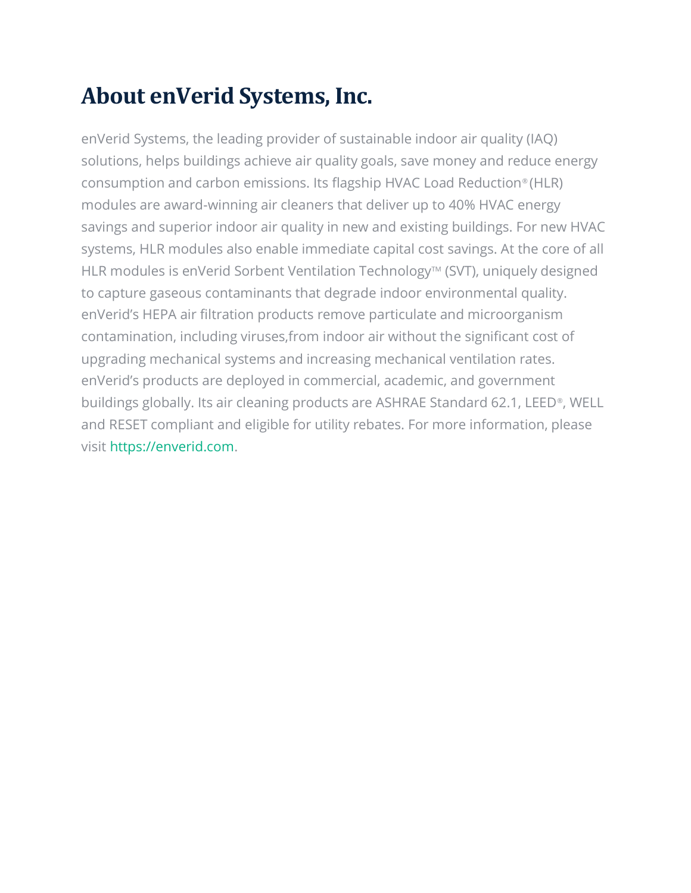# About enVerid Systems, Inc.

enVerid Systems, the leading provider of sustainable indoor air quality (IAQ) solutions, helps buildings achieve air quality goals, save money and reduce energy consumption and carbon emissions. Its flagship HVAC Load Reduction® (HLR) modules are award-winning air cleaners that deliver up to 40% HVAC energy savings and superior indoor air quality in new and existing buildings. For new HVAC systems, HLR modules also enable immediate capital cost savings. At the core of all HLR modules is enVerid Sorbent Ventilation Technology™ (SVT), uniquely designed to capture gaseous contaminants that degrade indoor environmental quality. enVerid's HEPA air filtration products remove particulate and microorganism contamination, including viruses,from indoor air without the significant cost of upgrading mechanical systems and increasing mechanical ventilation rates. enVerid's products are deployed in commercial, academic, and government buildings globally. Its air cleaning products are ASHRAE Standard 62.1, LEED®, WELL and RESET compliant and eligible for utility rebates. For more information, please visit https://enverid.com.